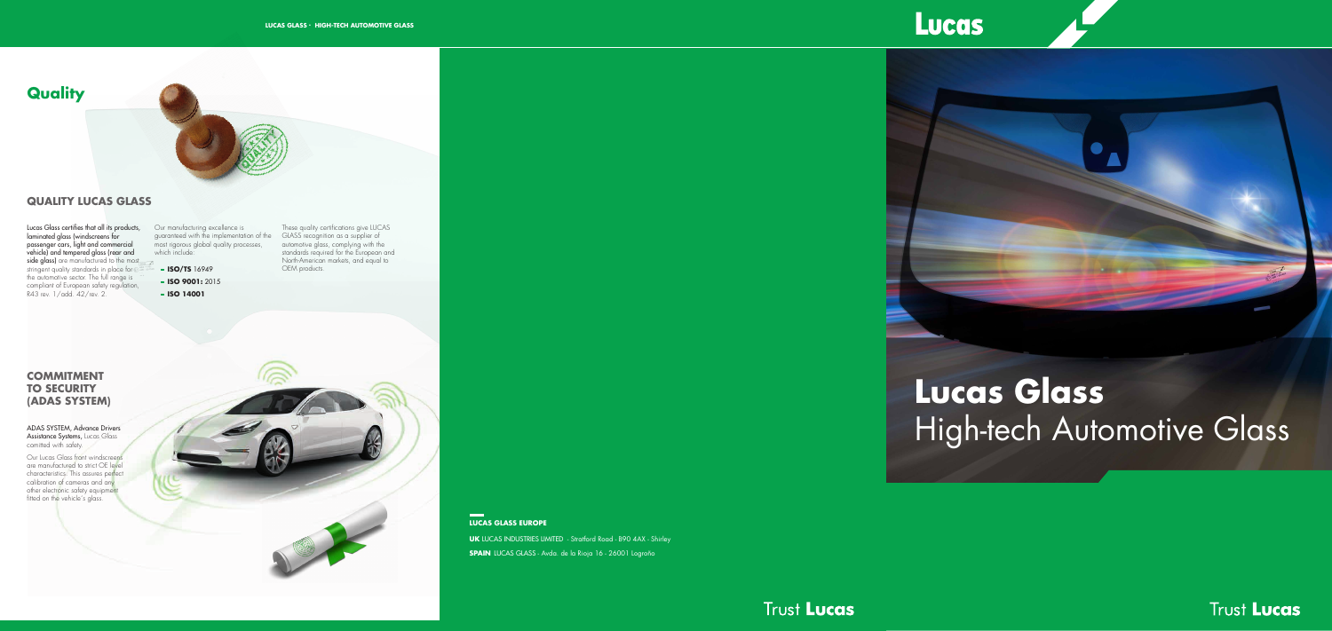# Quality

## QUALITY LUCAS GLASS

Lucas Glass certifies that all its products, laminated glass (windscreens for passenger cars, light and commercial vehicle) and tempered glass (rear and side glass) are manufactured to the most stringent quality standards in place for the automotive sector. The full range is compliant of European safety regulation, R43 rev. 1/add. 42/rev. 2.

Our manufacturing excellence is guaranteed with the implementation of the most rigorous global quality processes, which include:

- **ISO/TS** 16949
- **ISO 9001:** 2015
- **ISO 14001**

These quality certifications give LUCAS GLASS recognition as a supplier of automotive glass, complying with the standards required for the European and North-American markets, and equal to OEM products.

## COMMITMENT TO SECURITY (ADAS SYSTEM)

ADAS SYSTEM, Advance Drivers Assistance Systems, Lucas Glass comitted with safety.

Our Lucas Glass front windscreens are manufactured to strict OE level characteristics. This assures perfect calibration of cameras and any other electronic safety equipment fitted on the vehicle's glass.

### LUCAS GLASS EUROPE

**UK** LUCAS INDUSTRIES LIMITED - Stratford Road - B90 4AX - Shirley

**SPAIN** LUCAS GLASS - Avda. de la Rioja 16 - 26001 Logroño

Trust **Lucas**

Lucas

# Lucas Glass
High-tech Automotive Glass

Trust **Lucas**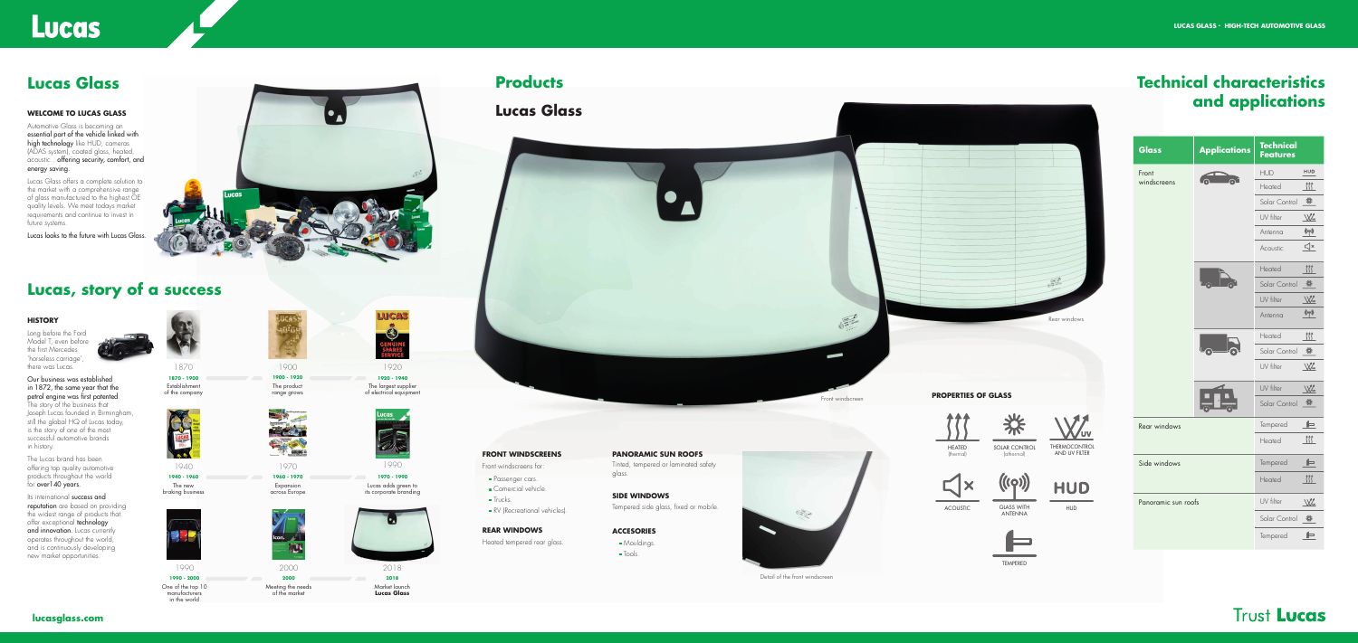# Lucas Glass

## WELCOME TO LUCAS GLASS

Automotive Glass is becoming an **essential part of the vehicle linked with high technology** like HUD, cameras (ADAS system), coated glass, heated, acoustic... **offering security, comfort, and energy saving.**

Lucas Glass offers a complete solution to the market with a comprehensive range of glass manufactured to the highest OE quality levels. We meet todays market requirements and continue to invest in future systems.

Lucas looks to the future with Lucas Glass.

# Lucas, story of a success

## HISTORY

Long before the Ford Model T, even before the first Mercedes 'horseless carriage', there was Lucas.

**Our business was established in 1872, the same year that the petrol engine was first patented.** The story of the business that Joseph Lucas founded in Birmingham, still the global HQ of Lucas today, is the story of one of the most successful automotive brands in history.

The Lucas brand has been offering top quality automotive products throughout the world for **over140 years.**

Its international **success and reputation** are based on providing the widest range of products that offer exceptional **technology and innovation.** Lucas currently operates throughout the world, and is continuously developing new market opportunities.

1870
**1870 - 1900**
Establishment of the company

1900
**1900 - 1920**
The product range grows

1920
**1920 - 1940**
The largest supplier of electrical equipment

1940
**1940 - 1960**
The new braking business

1970
**1960 - 1970**
Expansion across Europe

1990
**1970 - 1990**
Lucas adds green to its corporate branding

1990
**1990 - 2000**
One of the top 10 manufacturers in the world

2000
**2000**
Meeting the needs of the market

2018
**2018**
Market launch **Lucas Glass**

# Products

## Lucas Glass

Front windscreen

Rear windows

### FRONT WINDSCREENS

Front windscreens for:

- Passenger cars.
- Comercial vehicle.
- Trucks.
- RV (Recreational vehicles)

### REAR WINDOWS

Heated tempered rear glass.

### PANORAMIC SUN ROOFS

Tinted, tempered or laminated safety glass.

### SIDE WINDOWS

Tempered side glass, fixed or mobile.

### ACCESORIES

- Mouldings.
- Tools.

Detail of the front windscreen

### PROPERTIES OF GLASS

HEATED (thermal)

SOLAR CONTROL (athermal)

THERMOCONTROL AND UV FILTER

ACOUSTIC

GLASS WITH ANTENNA

HUD

TEMPERED

# Technical characteristics and applications

| Glass | Applications | Technical Features |
| --- | --- | --- |
| Front windscreens | Passenger car | HUD |
| | | Heated |
| | | Solar Control |
| | | UV filter |
| | | Antenna |
| | | Acoustic |
| | Commercial vehicle | Heated |
| | | Solar Control |
| | | UV filter |
| | | Antenna |
| | Truck | Heated |
| | | Solar Control |
| | | UV filter |
| | RV | UV filter |
| | | Solar Control |
| Rear windows | | Tempered |
| | | Heated |
| Side windows | | Tempered |
| | | Heated |
| Panoramic sun roofs | | UV filter |
| | | Solar Control |
| | | Tempered |

lucasglass.com

Trust **Lucas**